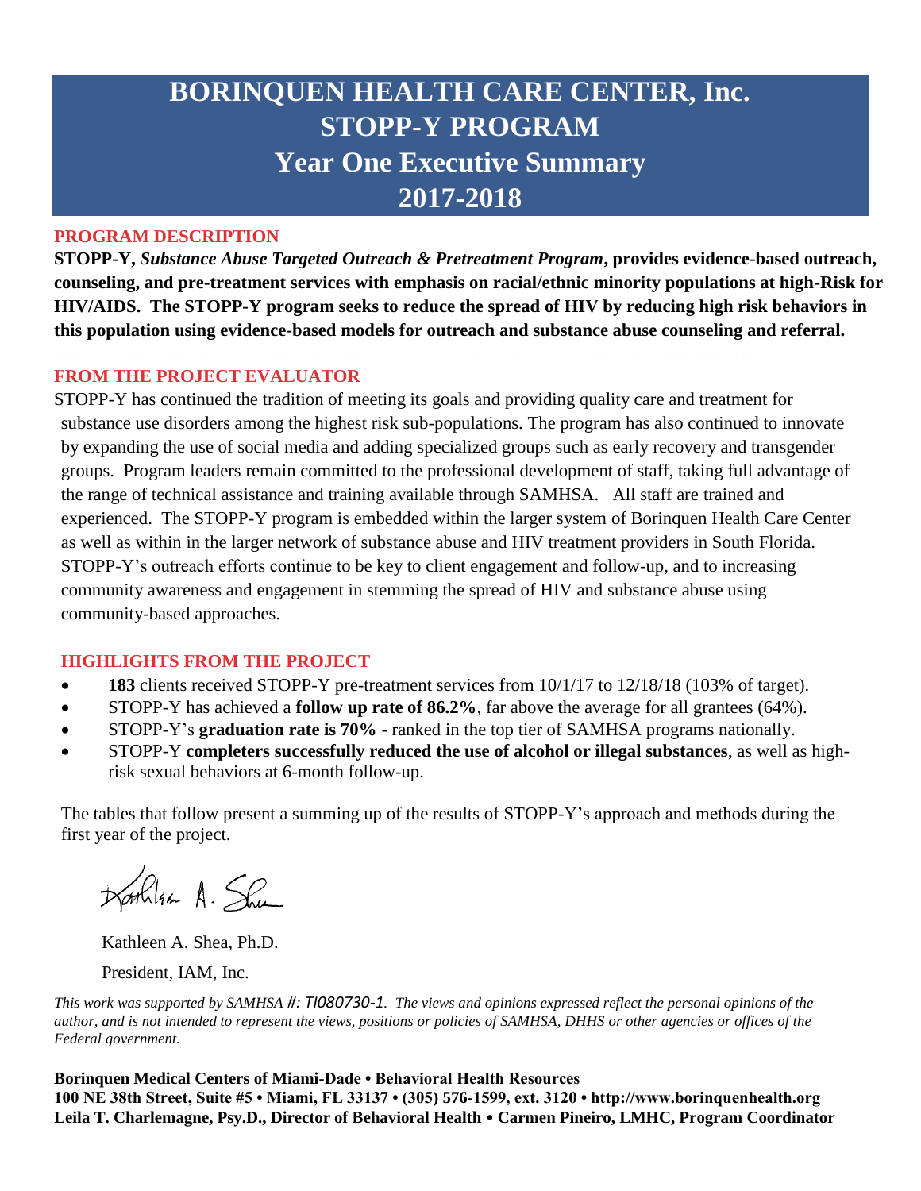# BORINQUEN HEALTH CARE CENTER, Inc.
# STOPP-Y PROGRAM
# Year One Executive Summary
# 2017-2018

## PROGRAM DESCRIPTION

**STOPP-Y, *Substance Abuse Targeted Outreach & Pretreatment Program*, provides evidence-based outreach, counseling, and pre-treatment services with emphasis on racial/ethnic minority populations at high-Risk for HIV/AIDS. The STOPP-Y program seeks to reduce the spread of HIV by reducing high risk behaviors in this population using evidence-based models for outreach and substance abuse counseling and referral.**

## FROM THE PROJECT EVALUATOR

STOPP-Y has continued the tradition of meeting its goals and providing quality care and treatment for substance use disorders among the highest risk sub-populations. The program has also continued to innovate by expanding the use of social media and adding specialized groups such as early recovery and transgender groups. Program leaders remain committed to the professional development of staff, taking full advantage of the range of technical assistance and training available through SAMHSA. All staff are trained and experienced. The STOPP-Y program is embedded within the larger system of Borinquen Health Care Center as well as within in the larger network of substance abuse and HIV treatment providers in South Florida. STOPP-Y's outreach efforts continue to be key to client engagement and follow-up, and to increasing community awareness and engagement in stemming the spread of HIV and substance abuse using community-based approaches.

## HIGHLIGHTS FROM THE PROJECT

- **183** clients received STOPP-Y pre-treatment services from 10/1/17 to 12/18/18 (103% of target).
- STOPP-Y has achieved a **follow up rate of 86.2%**, far above the average for all grantees (64%).
- STOPP-Y's **graduation rate is 70%** - ranked in the top tier of SAMHSA programs nationally.
- STOPP-Y **completers successfully reduced the use of alcohol or illegal substances**, as well as high-risk sexual behaviors at 6-month follow-up.

The tables that follow present a summing up of the results of STOPP-Y's approach and methods during the first year of the project.

Kathleen A. Shea

Kathleen A. Shea, Ph.D.

President, IAM, Inc.

*This work was supported by SAMHSA #: TI080730-1. The views and opinions expressed reflect the personal opinions of the author, and is not intended to represent the views, positions or policies of SAMHSA, DHHS or other agencies or offices of the Federal government.*

**Borinquen Medical Centers of Miami-Dade • Behavioral Health Resources**
**100 NE 38th Street, Suite #5 • Miami, FL 33137 • (305) 576-1599, ext. 3120 • http://www.borinquenhealth.org**
**Leila T. Charlemagne, Psy.D., Director of Behavioral Health • Carmen Pineiro, LMHC, Program Coordinator**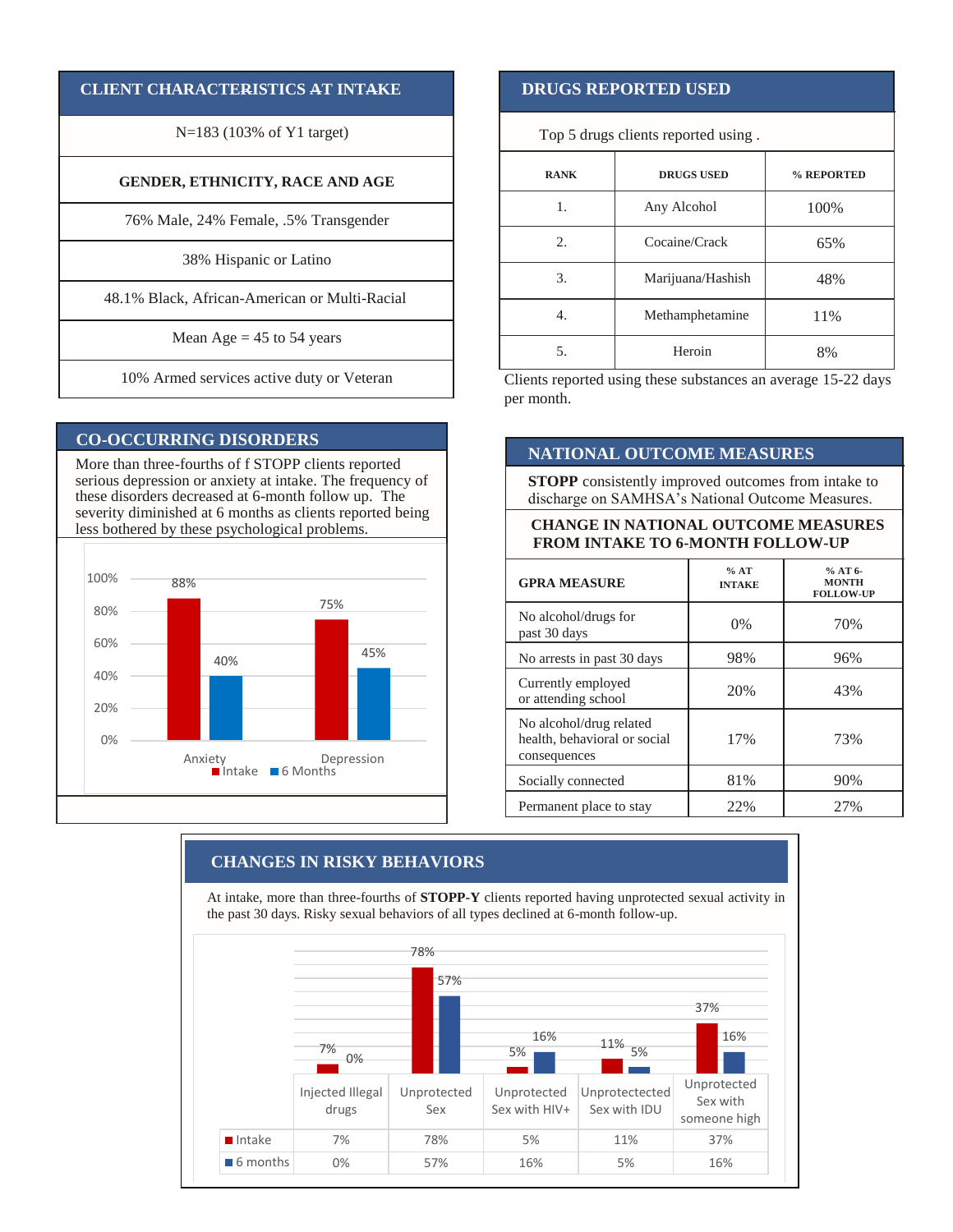## CLIENT CHARACTERISTICS AT INTAKE

N=183 (103% of Y1 target)

**GENDER, ETHNICITY, RACE AND AGE**

76% Male, 24% Female, .5% Transgender

38% Hispanic or Latino

48.1% Black, African-American or Multi-Racial

Mean Age = 45 to 54 years

10% Armed services active duty or Veteran

## CO-OCCURRING DISORDERS

More than three-fourths of f STOPP clients reported serious depression or anxiety at intake. The frequency of these disorders decreased at 6-month follow up. The severity diminished at 6 months as clients reported being less bothered by these psychological problems.

100%
80%
60%
40%
20%
0%

88%
40%
75%
45%

Anxiety
Depression

Intake
6 Months

## DRUGS REPORTED USED

Top 5 drugs clients reported using .

| RANK | DRUGS USED | % REPORTED |
|---|---|---|
| 1. | Any Alcohol | 100% |
| 2. | Cocaine/Crack | 65% |
| 3. | Marijuana/Hashish | 48% |
| 4. | Methamphetamine | 11% |
| 5. | Heroin | 8% |

Clients reported using these substances an average 15-22 days per month.

## NATIONAL OUTCOME MEASURES

**STOPP** consistently improved outcomes from intake to discharge on SAMHSA's National Outcome Measures.

**CHANGE IN NATIONAL OUTCOME MEASURES FROM INTAKE TO 6-MONTH FOLLOW-UP**

| GPRA MEASURE | % AT INTAKE | % AT 6-MONTH FOLLOW-UP |
|---|---|---|
| No alcohol/drugs for past 30 days | 0% | 70% |
| No arrests in past 30 days | 98% | 96% |
| Currently employed or attending school | 20% | 43% |
| No alcohol/drug related health, behavioral or social consequences | 17% | 73% |
| Socially connected | 81% | 90% |
| Permanent place to stay | 22% | 27% |

## CHANGES IN RISKY BEHAVIORS

At intake, more than three-fourths of **STOPP-Y** clients reported having unprotected sexual activity in the past 30 days. Risky sexual behaviors of all types declined at 6-month follow-up.

7%
0%
78%
57%
5%
16%
11%
5%
37%
16%

Injected Illegal drugs
Unprotected Sex
Unprotected Sex with HIV+
Unprotectected Sex with IDU
Unprotected Sex with someone high

Intake: 7%, 78%, 5%, 11%, 37%
6 months: 0%, 57%, 16%, 5%, 16%